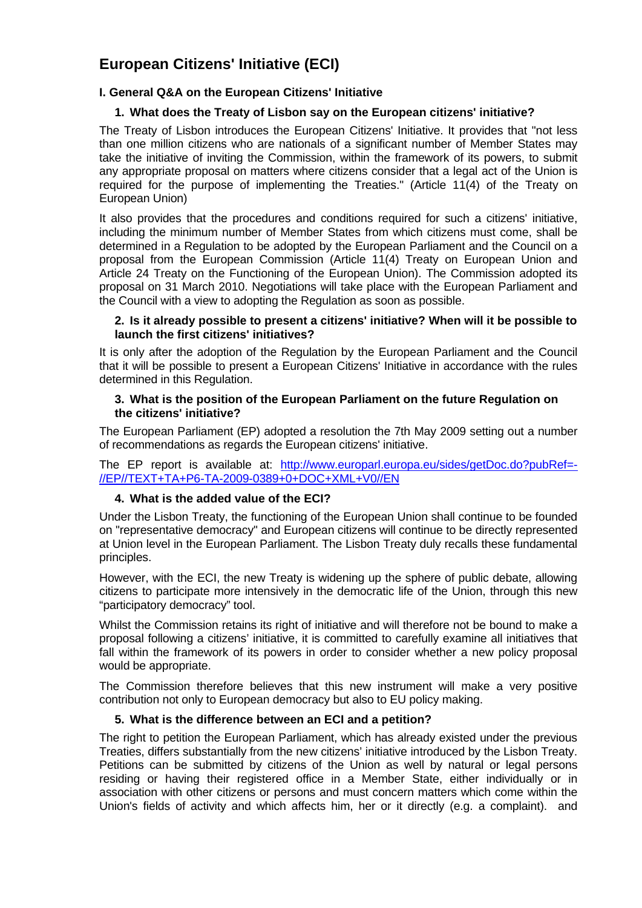# European Citizens' Initiative (ECI)

## I. General Q&A on the European Citizens' Initiative

### 1. What does the Treaty of Lisbon say on the European citizens' initiative?

The Treaty of Lisbon introduces the European Citizens' Initiative. It provides that "not less than one million citizens who are nationals of a significant number of Member States may take the initiative of inviting the Commission, within the framework of its powers, to submit any appropriate proposal on matters where citizens consider that a legal act of the Union is required for the purpose of implementing the Treaties." (Article 11(4) of the Treaty on European Union)

It also provides that the procedures and conditions required for such a citizens' initiative, including the minimum number of Member States from which citizens must come, shall be determined in a Regulation to be adopted by the European Parliament and the Council on a proposal from the European Commission (Article 11(4) Treaty on European Union and Article 24 Treaty on the Functioning of the European Union). The Commission adopted its proposal on 31 March 2010. Negotiations will take place with the European Parliament and the Council with a view to adopting the Regulation as soon as possible.

### 2. Is it already possible to present a citizens' initiative? When will it be possible to launch the first citizens' initiatives?

It is only after the adoption of the Regulation by the European Parliament and the Council that it will be possible to present a European Citizens' Initiative in accordance with the rules determined in this Regulation.

### 3. What is the position of the European Parliament on the future Regulation on the citizens' initiative?

The European Parliament (EP) adopted a resolution the 7th May 2009 setting out a number of recommendations as regards the European citizens' initiative.

The EP report is available at: [http://www.europarl.europa.eu/sides/getDoc.do?pubRef=-//EP//TEXT+TA+P6-TA-2009-0389+0+DOC+XML+V0//EN](http://www.europarl.europa.eu/sides/getDoc.do?pubRef=-//EP//TEXT+TA+P6-TA-2009-0389+0+DOC+XML+V0//EN)

### 4. What is the added value of the ECI?

Under the Lisbon Treaty, the functioning of the European Union shall continue to be founded on "representative democracy" and European citizens will continue to be directly represented at Union level in the European Parliament. The Lisbon Treaty duly recalls these fundamental principles.

However, with the ECI, the new Treaty is widening up the sphere of public debate, allowing citizens to participate more intensively in the democratic life of the Union, through this new "participatory democracy" tool.

Whilst the Commission retains its right of initiative and will therefore not be bound to make a proposal following a citizens' initiative, it is committed to carefully examine all initiatives that fall within the framework of its powers in order to consider whether a new policy proposal would be appropriate.

The Commission therefore believes that this new instrument will make a very positive contribution not only to European democracy but also to EU policy making.

### 5. What is the difference between an ECI and a petition?

The right to petition the European Parliament, which has already existed under the previous Treaties, differs substantially from the new citizens' initiative introduced by the Lisbon Treaty. Petitions can be submitted by citizens of the Union as well by natural or legal persons residing or having their registered office in a Member State, either individually or in association with other citizens or persons and must concern matters which come within the Union's fields of activity and which affects him, her or it directly (e.g. a complaint). and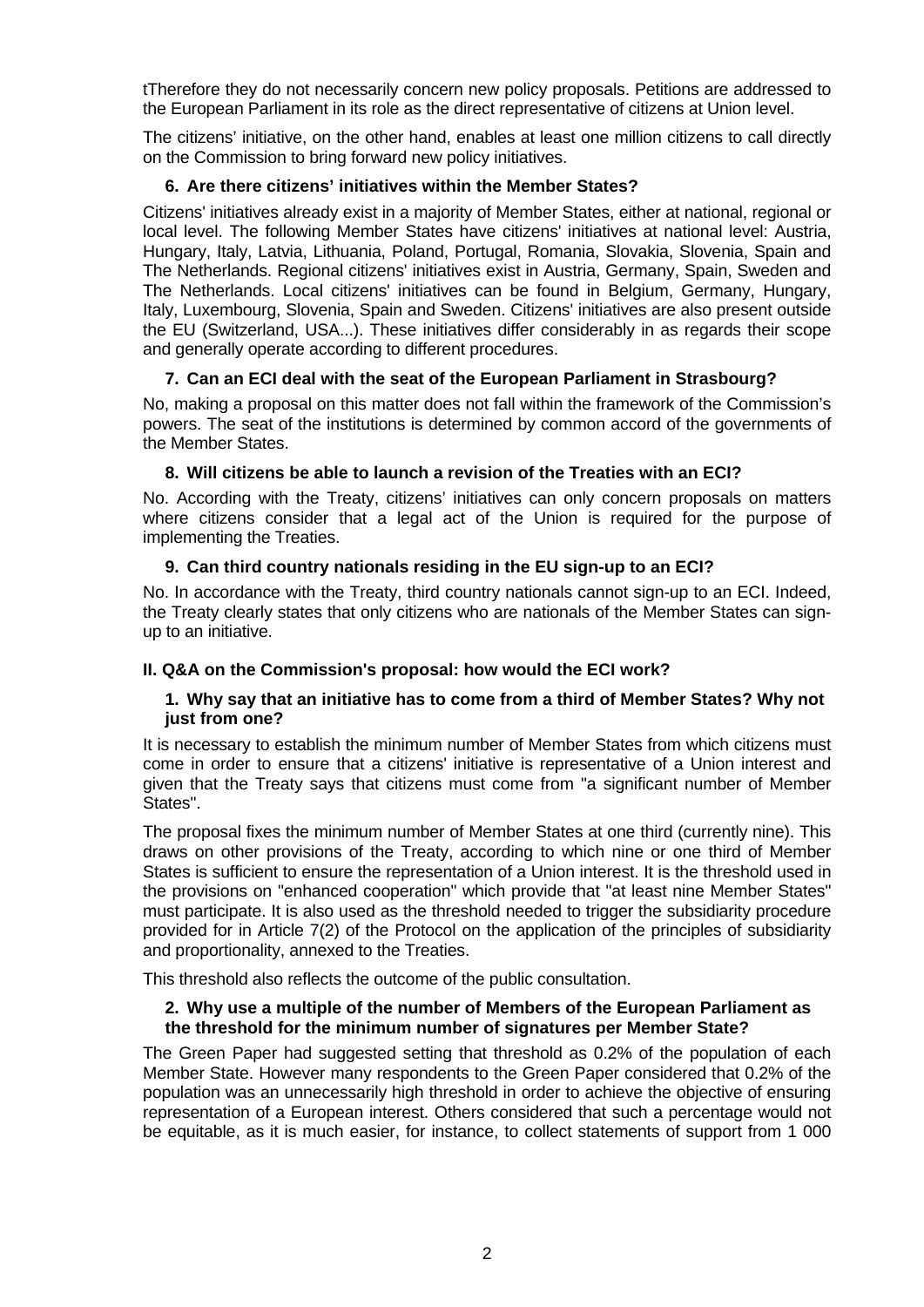tTherefore they do not necessarily concern new policy proposals. Petitions are addressed to the European Parliament in its role as the direct representative of citizens at Union level.

The citizens' initiative, on the other hand, enables at least one million citizens to call directly on the Commission to bring forward new policy initiatives.

### 6. Are there citizens' initiatives within the Member States?

Citizens' initiatives already exist in a majority of Member States, either at national, regional or local level. The following Member States have citizens' initiatives at national level: Austria, Hungary, Italy, Latvia, Lithuania, Poland, Portugal, Romania, Slovakia, Slovenia, Spain and The Netherlands. Regional citizens' initiatives exist in Austria, Germany, Spain, Sweden and The Netherlands. Local citizens' initiatives can be found in Belgium, Germany, Hungary, Italy, Luxembourg, Slovenia, Spain and Sweden. Citizens' initiatives are also present outside the EU (Switzerland, USA...). These initiatives differ considerably in as regards their scope and generally operate according to different procedures.

### 7. Can an ECI deal with the seat of the European Parliament in Strasbourg?

No, making a proposal on this matter does not fall within the framework of the Commission's powers. The seat of the institutions is determined by common accord of the governments of the Member States.

### 8. Will citizens be able to launch a revision of the Treaties with an ECI?

No. According with the Treaty, citizens' initiatives can only concern proposals on matters where citizens consider that a legal act of the Union is required for the purpose of implementing the Treaties.

### 9. Can third country nationals residing in the EU sign-up to an ECI?

No. In accordance with the Treaty, third country nationals cannot sign-up to an ECI. Indeed, the Treaty clearly states that only citizens who are nationals of the Member States can sign-up to an initiative.

## II. Q&A on the Commission's proposal: how would the ECI work?

### 1. Why say that an initiative has to come from a third of Member States? Why not just from one?

It is necessary to establish the minimum number of Member States from which citizens must come in order to ensure that a citizens' initiative is representative of a Union interest and given that the Treaty says that citizens must come from "a significant number of Member States".

The proposal fixes the minimum number of Member States at one third (currently nine). This draws on other provisions of the Treaty, according to which nine or one third of Member States is sufficient to ensure the representation of a Union interest. It is the threshold used in the provisions on "enhanced cooperation" which provide that "at least nine Member States" must participate. It is also used as the threshold needed to trigger the subsidiarity procedure provided for in Article 7(2) of the Protocol on the application of the principles of subsidiarity and proportionality, annexed to the Treaties.

This threshold also reflects the outcome of the public consultation.

### 2. Why use a multiple of the number of Members of the European Parliament as the threshold for the minimum number of signatures per Member State?

The Green Paper had suggested setting that threshold as 0.2% of the population of each Member State. However many respondents to the Green Paper considered that 0.2% of the population was an unnecessarily high threshold in order to achieve the objective of ensuring representation of a European interest. Others considered that such a percentage would not be equitable, as it is much easier, for instance, to collect statements of support from 1 000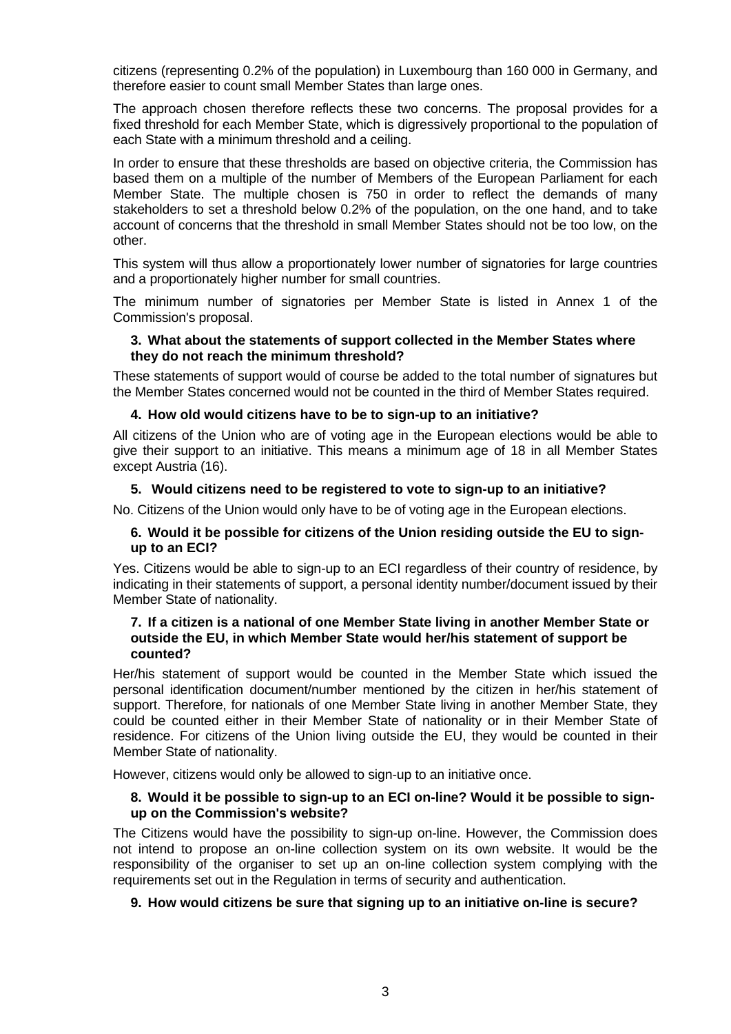citizens (representing 0.2% of the population) in Luxembourg than 160 000 in Germany, and therefore easier to count small Member States than large ones.

The approach chosen therefore reflects these two concerns. The proposal provides for a fixed threshold for each Member State, which is digressively proportional to the population of each State with a minimum threshold and a ceiling.

In order to ensure that these thresholds are based on objective criteria, the Commission has based them on a multiple of the number of Members of the European Parliament for each Member State. The multiple chosen is 750 in order to reflect the demands of many stakeholders to set a threshold below 0.2% of the population, on the one hand, and to take account of concerns that the threshold in small Member States should not be too low, on the other.

This system will thus allow a proportionately lower number of signatories for large countries and a proportionately higher number for small countries.

The minimum number of signatories per Member State is listed in Annex 1 of the Commission's proposal.

**3. What about the statements of support collected in the Member States where they do not reach the minimum threshold?**

These statements of support would of course be added to the total number of signatures but the Member States concerned would not be counted in the third of Member States required.

**4. How old would citizens have to be to sign-up to an initiative?**

All citizens of the Union who are of voting age in the European elections would be able to give their support to an initiative. This means a minimum age of 18 in all Member States except Austria (16).

**5. Would citizens need to be registered to vote to sign-up to an initiative?**

No. Citizens of the Union would only have to be of voting age in the European elections.

**6. Would it be possible for citizens of the Union residing outside the EU to sign-up to an ECI?**

Yes. Citizens would be able to sign-up to an ECI regardless of their country of residence, by indicating in their statements of support, a personal identity number/document issued by their Member State of nationality.

**7. If a citizen is a national of one Member State living in another Member State or outside the EU, in which Member State would her/his statement of support be counted?**

Her/his statement of support would be counted in the Member State which issued the personal identification document/number mentioned by the citizen in her/his statement of support. Therefore, for nationals of one Member State living in another Member State, they could be counted either in their Member State of nationality or in their Member State of residence. For citizens of the Union living outside the EU, they would be counted in their Member State of nationality.

However, citizens would only be allowed to sign-up to an initiative once.

**8. Would it be possible to sign-up to an ECI on-line? Would it be possible to sign-up on the Commission's website?**

The Citizens would have the possibility to sign-up on-line. However, the Commission does not intend to propose an on-line collection system on its own website. It would be the responsibility of the organiser to set up an on-line collection system complying with the requirements set out in the Regulation in terms of security and authentication.

**9. How would citizens be sure that signing up to an initiative on-line is secure?**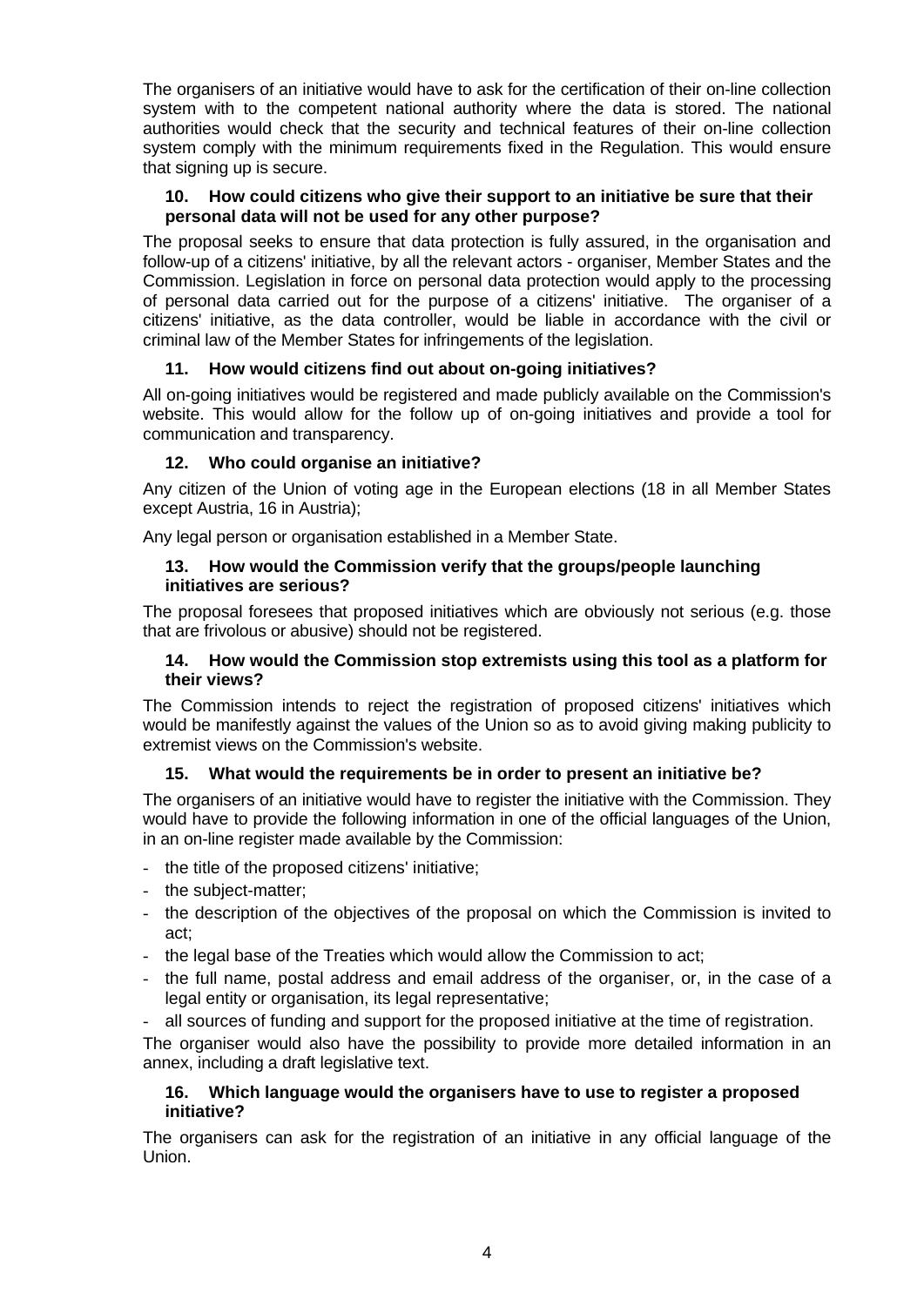The organisers of an initiative would have to ask for the certification of their on-line collection system with to the competent national authority where the data is stored. The national authorities would check that the security and technical features of their on-line collection system comply with the minimum requirements fixed in the Regulation. This would ensure that signing up is secure.

#### 10. How could citizens who give their support to an initiative be sure that their personal data will not be used for any other purpose?

The proposal seeks to ensure that data protection is fully assured, in the organisation and follow-up of a citizens' initiative, by all the relevant actors - organiser, Member States and the Commission. Legislation in force on personal data protection would apply to the processing of personal data carried out for the purpose of a citizens' initiative. The organiser of a citizens' initiative, as the data controller, would be liable in accordance with the civil or criminal law of the Member States for infringements of the legislation.

#### 11. How would citizens find out about on-going initiatives?

All on-going initiatives would be registered and made publicly available on the Commission's website. This would allow for the follow up of on-going initiatives and provide a tool for communication and transparency.

#### 12. Who could organise an initiative?

Any citizen of the Union of voting age in the European elections (18 in all Member States except Austria, 16 in Austria);

Any legal person or organisation established in a Member State.

#### 13. How would the Commission verify that the groups/people launching initiatives are serious?

The proposal foresees that proposed initiatives which are obviously not serious (e.g. those that are frivolous or abusive) should not be registered.

#### 14. How would the Commission stop extremists using this tool as a platform for their views?

The Commission intends to reject the registration of proposed citizens' initiatives which would be manifestly against the values of the Union so as to avoid giving making publicity to extremist views on the Commission's website.

#### 15. What would the requirements be in order to present an initiative be?

The organisers of an initiative would have to register the initiative with the Commission. They would have to provide the following information in one of the official languages of the Union, in an on-line register made available by the Commission:

- the title of the proposed citizens' initiative;
- the subject-matter;
- the description of the objectives of the proposal on which the Commission is invited to act;
- the legal base of the Treaties which would allow the Commission to act;
- the full name, postal address and email address of the organiser, or, in the case of a legal entity or organisation, its legal representative;
- all sources of funding and support for the proposed initiative at the time of registration.

The organiser would also have the possibility to provide more detailed information in an annex, including a draft legislative text.

#### 16. Which language would the organisers have to use to register a proposed initiative?

The organisers can ask for the registration of an initiative in any official language of the Union.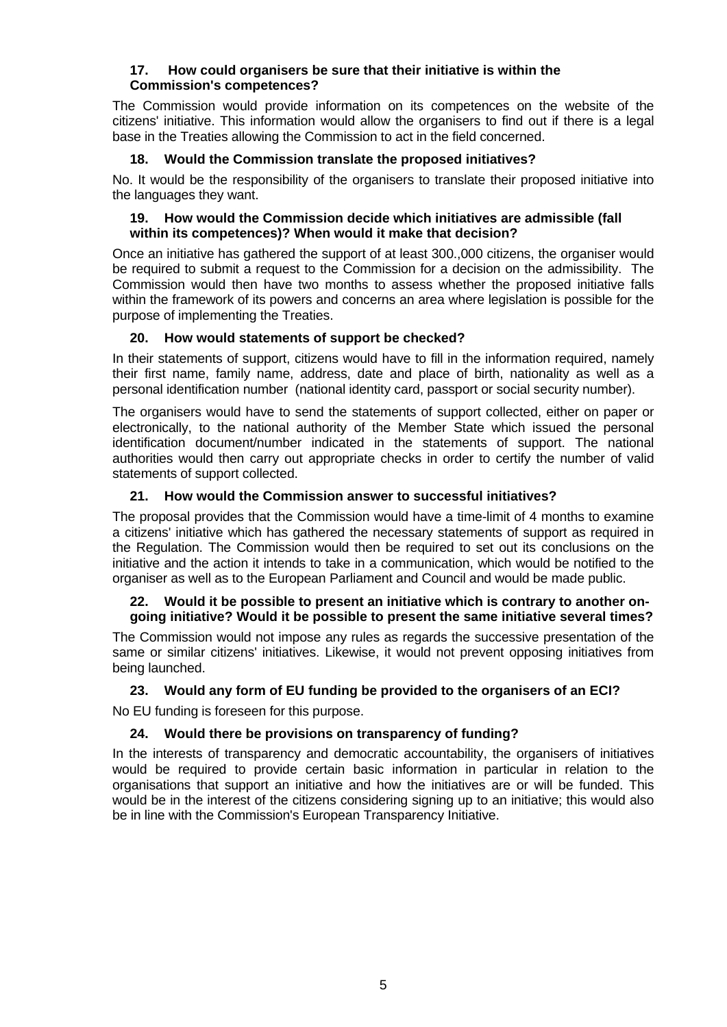### 17. How could organisers be sure that their initiative is within the Commission's competences?

The Commission would provide information on its competences on the website of the citizens' initiative. This information would allow the organisers to find out if there is a legal base in the Treaties allowing the Commission to act in the field concerned.

### 18. Would the Commission translate the proposed initiatives?

No. It would be the responsibility of the organisers to translate their proposed initiative into the languages they want.

### 19. How would the Commission decide which initiatives are admissible (fall within its competences)? When would it make that decision?

Once an initiative has gathered the support of at least 300.,000 citizens, the organiser would be required to submit a request to the Commission for a decision on the admissibility. The Commission would then have two months to assess whether the proposed initiative falls within the framework of its powers and concerns an area where legislation is possible for the purpose of implementing the Treaties.

### 20. How would statements of support be checked?

In their statements of support, citizens would have to fill in the information required, namely their first name, family name, address, date and place of birth, nationality as well as a personal identification number (national identity card, passport or social security number).

The organisers would have to send the statements of support collected, either on paper or electronically, to the national authority of the Member State which issued the personal identification document/number indicated in the statements of support. The national authorities would then carry out appropriate checks in order to certify the number of valid statements of support collected.

### 21. How would the Commission answer to successful initiatives?

The proposal provides that the Commission would have a time-limit of 4 months to examine a citizens' initiative which has gathered the necessary statements of support as required in the Regulation. The Commission would then be required to set out its conclusions on the initiative and the action it intends to take in a communication, which would be notified to the organiser as well as to the European Parliament and Council and would be made public.

### 22. Would it be possible to present an initiative which is contrary to another on-going initiative? Would it be possible to present the same initiative several times?

The Commission would not impose any rules as regards the successive presentation of the same or similar citizens' initiatives. Likewise, it would not prevent opposing initiatives from being launched.

### 23. Would any form of EU funding be provided to the organisers of an ECI?

No EU funding is foreseen for this purpose.

### 24. Would there be provisions on transparency of funding?

In the interests of transparency and democratic accountability, the organisers of initiatives would be required to provide certain basic information in particular in relation to the organisations that support an initiative and how the initiatives are or will be funded. This would be in the interest of the citizens considering signing up to an initiative; this would also be in line with the Commission's European Transparency Initiative.